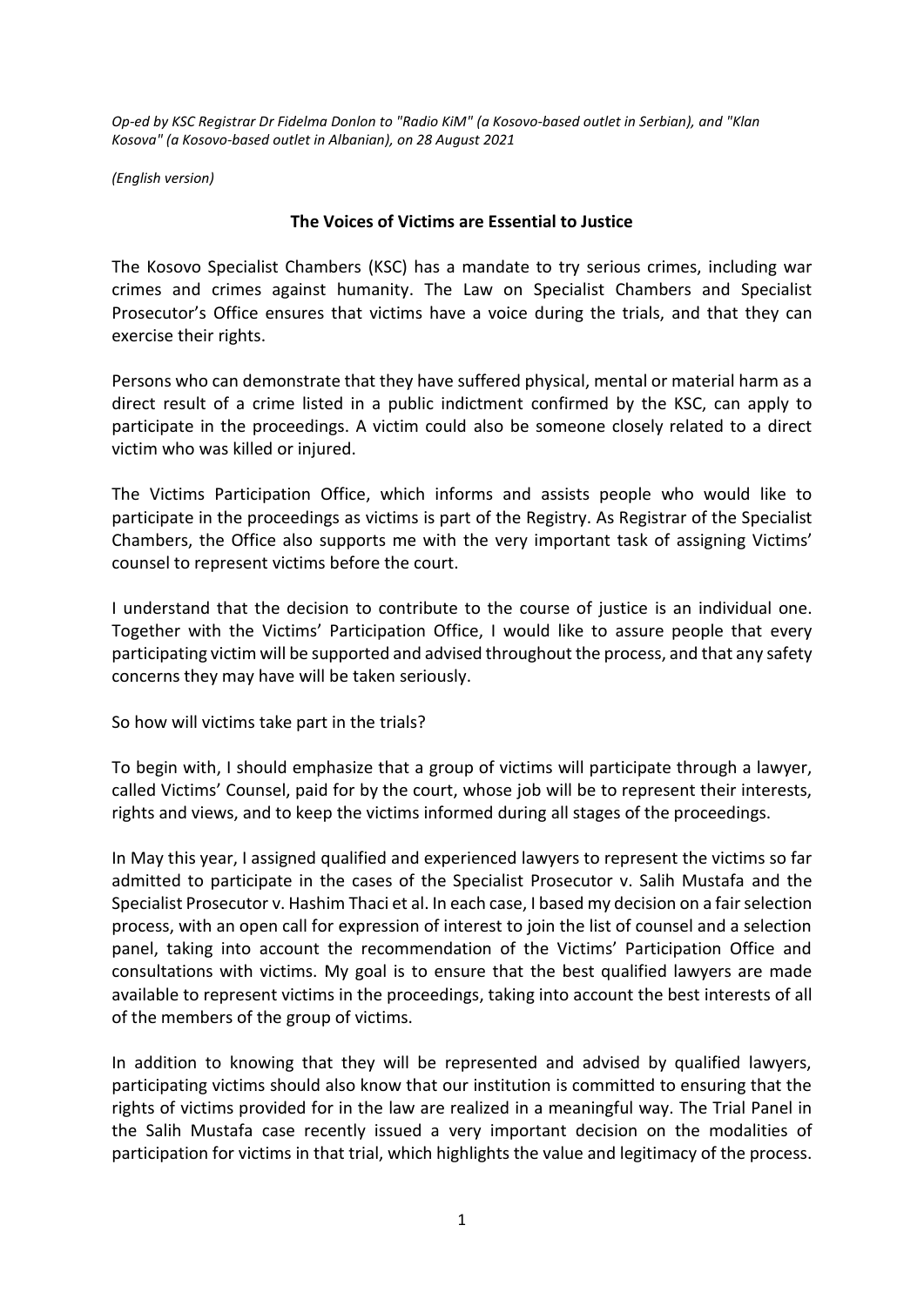*Op-ed by KSC Registrar Dr Fidelma Donlon to "Radio KiM" (a Kosovo-based outlet in Serbian), and "Klan Kosova" (a Kosovo-based outlet in Albanian), on 28 August 2021*

*(English version)*

## The Voices of Victims are Essential to Justice

The Kosovo Specialist Chambers (KSC) has a mandate to try serious crimes, including war crimes and crimes against humanity. The Law on Specialist Chambers and Specialist Prosecutor's Office ensures that victims have a voice during the trials, and that they can exercise their rights.

Persons who can demonstrate that they have suffered physical, mental or material harm as a direct result of a crime listed in a public indictment confirmed by the KSC, can apply to participate in the proceedings. A victim could also be someone closely related to a direct victim who was killed or injured.

The Victims Participation Office, which informs and assists people who would like to participate in the proceedings as victims is part of the Registry. As Registrar of the Specialist Chambers, the Office also supports me with the very important task of assigning Victims' counsel to represent victims before the court.

I understand that the decision to contribute to the course of justice is an individual one. Together with the Victims' Participation Office, I would like to assure people that every participating victim will be supported and advised throughout the process, and that any safety concerns they may have will be taken seriously.

So how will victims take part in the trials?

To begin with, I should emphasize that a group of victims will participate through a lawyer, called Victims' Counsel, paid for by the court, whose job will be to represent their interests, rights and views, and to keep the victims informed during all stages of the proceedings.

In May this year, I assigned qualified and experienced lawyers to represent the victims so far admitted to participate in the cases of the Specialist Prosecutor v. Salih Mustafa and the Specialist Prosecutor v. Hashim Thaci et al. In each case, I based my decision on a fair selection process, with an open call for expression of interest to join the list of counsel and a selection panel, taking into account the recommendation of the Victims' Participation Office and consultations with victims. My goal is to ensure that the best qualified lawyers are made available to represent victims in the proceedings, taking into account the best interests of all of the members of the group of victims.

In addition to knowing that they will be represented and advised by qualified lawyers, participating victims should also know that our institution is committed to ensuring that the rights of victims provided for in the law are realized in a meaningful way. The Trial Panel in the Salih Mustafa case recently issued a very important decision on the modalities of participation for victims in that trial, which highlights the value and legitimacy of the process.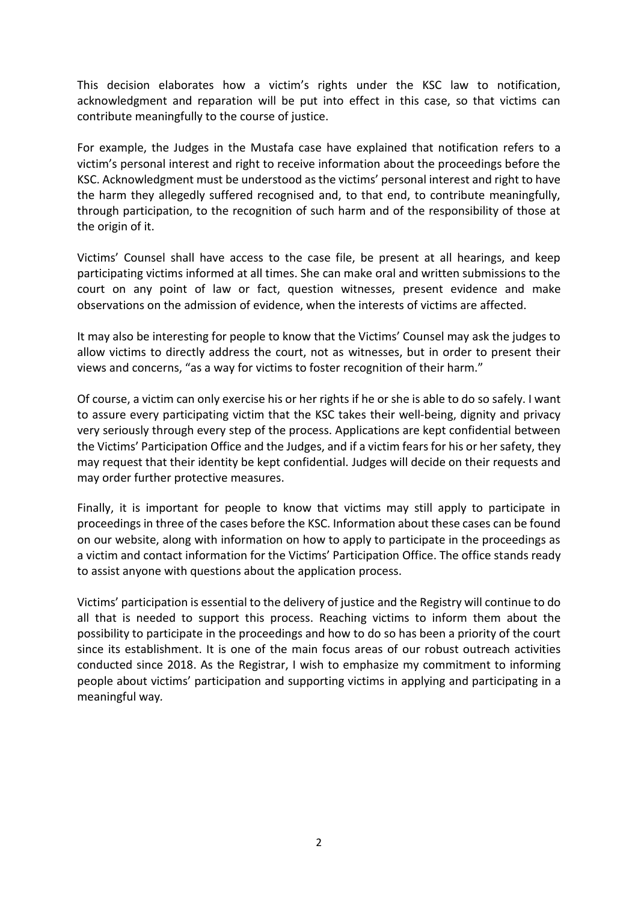This decision elaborates how a victim's rights under the KSC law to notification, acknowledgment and reparation will be put into effect in this case, so that victims can contribute meaningfully to the course of justice.

For example, the Judges in the Mustafa case have explained that notification refers to a victim's personal interest and right to receive information about the proceedings before the KSC. Acknowledgment must be understood as the victims' personal interest and right to have the harm they allegedly suffered recognised and, to that end, to contribute meaningfully, through participation, to the recognition of such harm and of the responsibility of those at the origin of it.

Victims' Counsel shall have access to the case file, be present at all hearings, and keep participating victims informed at all times. She can make oral and written submissions to the court on any point of law or fact, question witnesses, present evidence and make observations on the admission of evidence, when the interests of victims are affected.

It may also be interesting for people to know that the Victims' Counsel may ask the judges to allow victims to directly address the court, not as witnesses, but in order to present their views and concerns, "as a way for victims to foster recognition of their harm."

Of course, a victim can only exercise his or her rights if he or she is able to do so safely. I want to assure every participating victim that the KSC takes their well-being, dignity and privacy very seriously through every step of the process. Applications are kept confidential between the Victims' Participation Office and the Judges, and if a victim fears for his or her safety, they may request that their identity be kept confidential. Judges will decide on their requests and may order further protective measures.

Finally, it is important for people to know that victims may still apply to participate in proceedings in three of the cases before the KSC. Information about these cases can be found on our website, along with information on how to apply to participate in the proceedings as a victim and contact information for the Victims' Participation Office. The office stands ready to assist anyone with questions about the application process.

Victims' participation is essential to the delivery of justice and the Registry will continue to do all that is needed to support this process. Reaching victims to inform them about the possibility to participate in the proceedings and how to do so has been a priority of the court since its establishment. It is one of the main focus areas of our robust outreach activities conducted since 2018. As the Registrar, I wish to emphasize my commitment to informing people about victims' participation and supporting victims in applying and participating in a meaningful way.